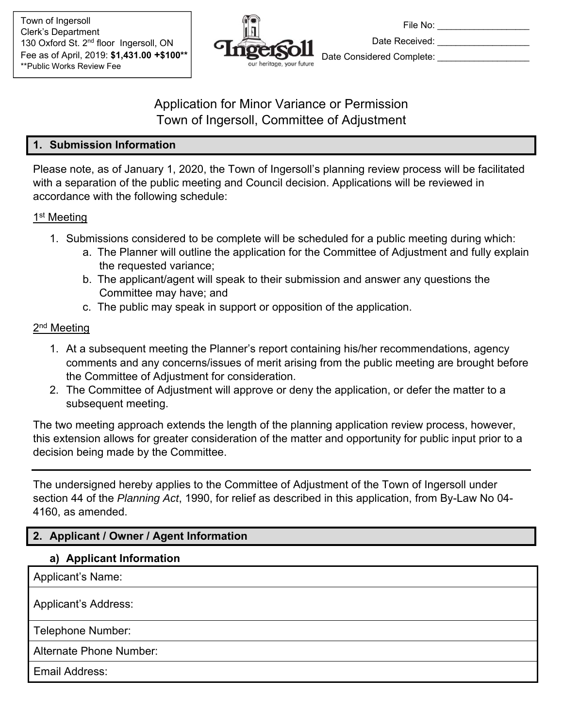Town of Ingersoll
Clerk's Department
130 Oxford St. 2nd floor Ingersoll, ON
Fee as of April, 2019: **$1,431.00 +$100****
**Public Works Review Fee

File No: ___________________
Date Received: ___________________
Date Considered Complete: ___________________

# Application for Minor Variance or Permission
# Town of Ingersoll, Committee of Adjustment

## 1. Submission Information

Please note, as of January 1, 2020, the Town of Ingersoll's planning review process will be facilitated with a separation of the public meeting and Council decision. Applications will be reviewed in accordance with the following schedule:

1st Meeting

1. Submissions considered to be complete will be scheduled for a public meeting during which:
   a. The Planner will outline the application for the Committee of Adjustment and fully explain the requested variance;
   b. The applicant/agent will speak to their submission and answer any questions the Committee may have; and
   c. The public may speak in support or opposition of the application.

2nd Meeting

1. At a subsequent meeting the Planner's report containing his/her recommendations, agency comments and any concerns/issues of merit arising from the public meeting are brought before the Committee of Adjustment for consideration.
2. The Committee of Adjustment will approve or deny the application, or defer the matter to a subsequent meeting.

The two meeting approach extends the length of the planning application review process, however, this extension allows for greater consideration of the matter and opportunity for public input prior to a decision being made by the Committee.

---

The undersigned hereby applies to the Committee of Adjustment of the Town of Ingersoll under section 44 of the *Planning Act*, 1990, for relief as described in this application, from By-Law No 04-4160, as amended.

## 2. Applicant / Owner / Agent Information

### a) Applicant Information

| Applicant's Name: |
|---|
| Applicant's Address: |
| Telephone Number: |
| Alternate Phone Number: |
| Email Address: |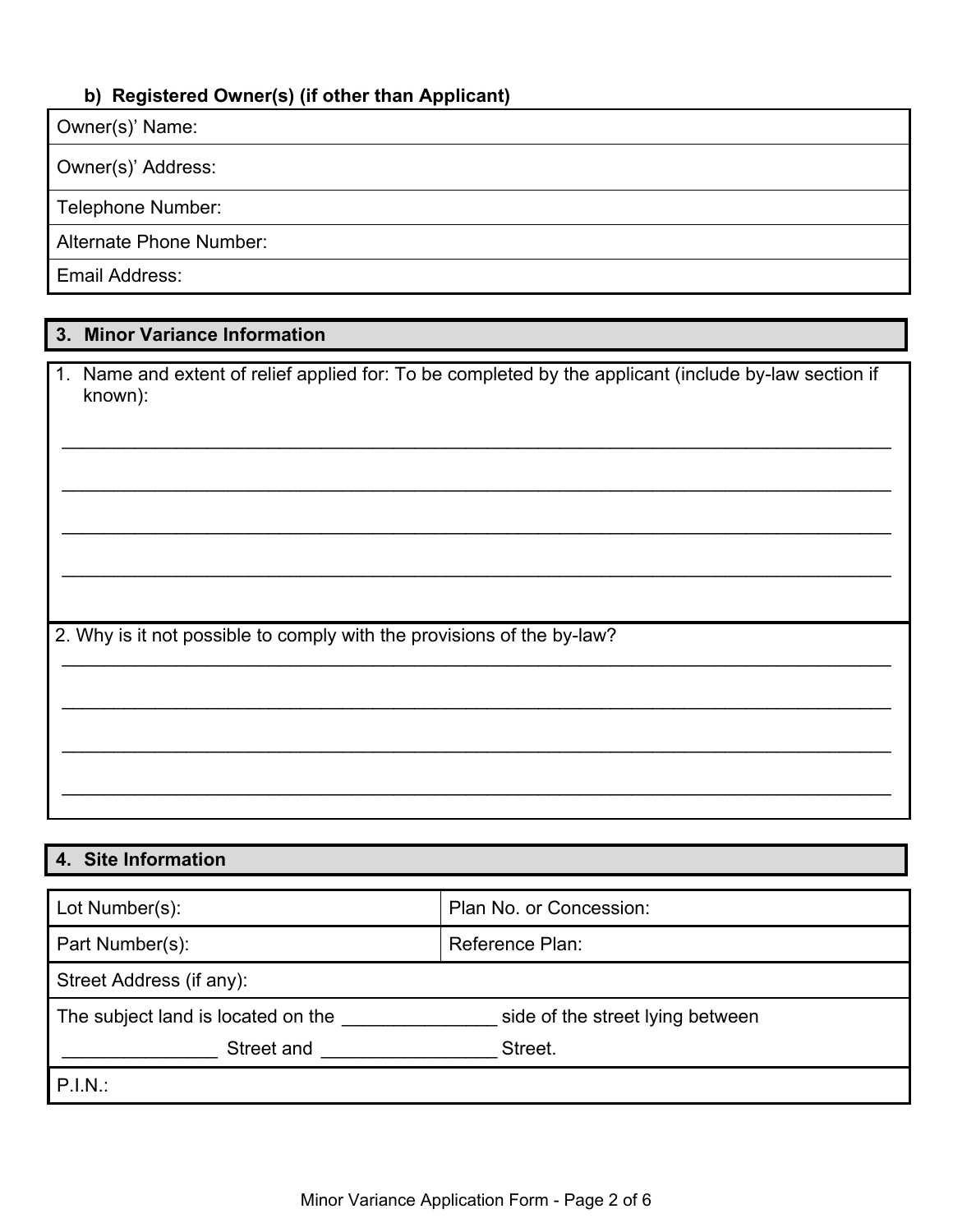**b) Registered Owner(s) (if other than Applicant)**

| Owner(s)' Name: |
|---|
| Owner(s)' Address: |
| Telephone Number: |
| Alternate Phone Number: |
| Email Address: |

## 3. Minor Variance Information

1. Name and extent of relief applied for: To be completed by the applicant (include by-law section if known):

______________________________________________________________________________

______________________________________________________________________________

______________________________________________________________________________

______________________________________________________________________________

2. Why is it not possible to comply with the provisions of the by-law?

______________________________________________________________________________

______________________________________________________________________________

______________________________________________________________________________

______________________________________________________________________________

## 4. Site Information

| Lot Number(s): | Plan No. or Concession: |
|---|---|
| Part Number(s): | Reference Plan: |
| Street Address (if any): | |
| The subject land is located on the _______________ side of the street lying between _______________ Street and _________________ Street. | |
| P.I.N.: | |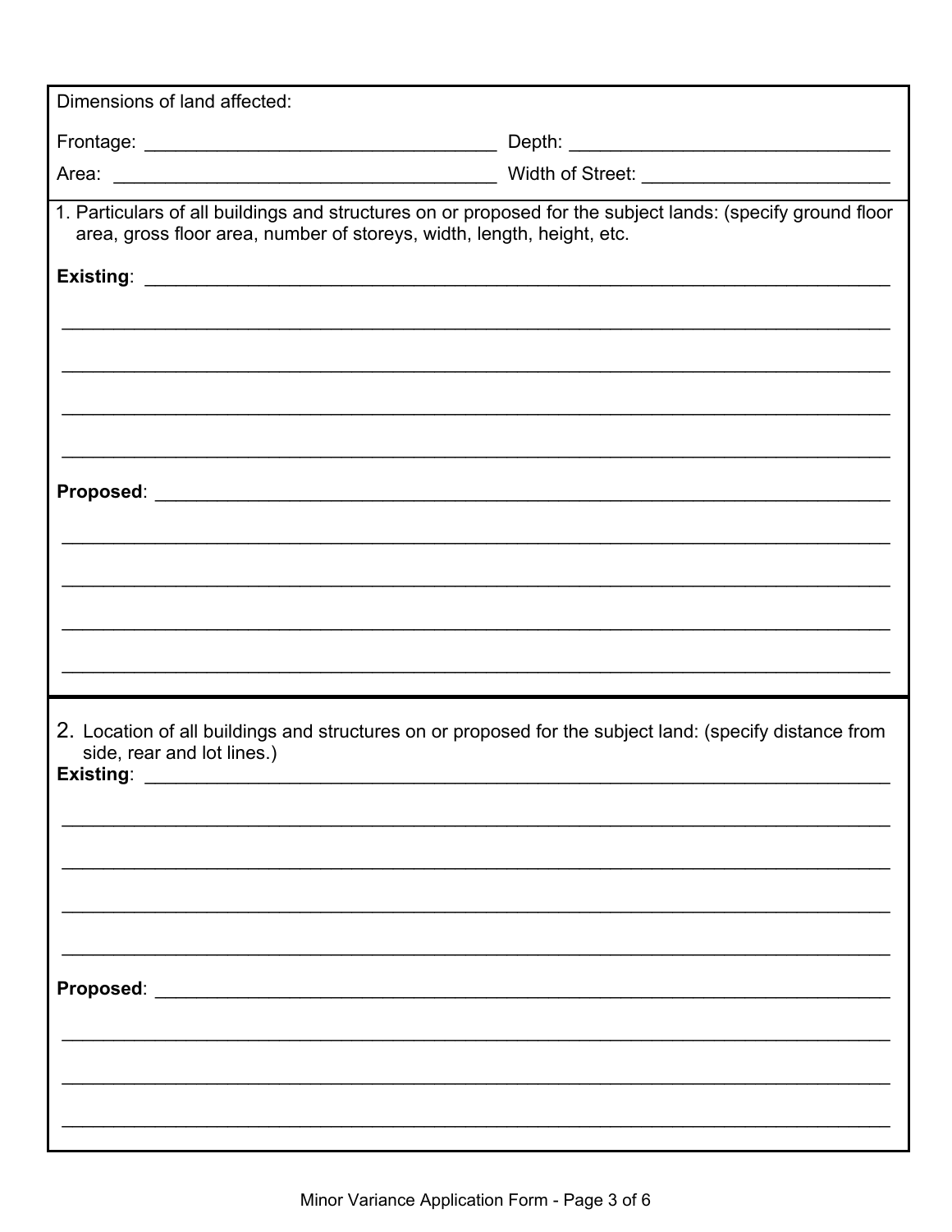Dimensions of land affected:

Frontage: ___________________________________ Depth: _______________________________

Area: ______________________________________ Width of Street: ________________________

1. Particulars of all buildings and structures on or proposed for the subject lands: (specify ground floor area, gross floor area, number of storeys, width, length, height, etc.

**Existing**: ___________________________________________________________________________

_______________________________________________________________________________________

_______________________________________________________________________________________

_______________________________________________________________________________________

_______________________________________________________________________________________

**Proposed**: __________________________________________________________________________

_______________________________________________________________________________________

_______________________________________________________________________________________

_______________________________________________________________________________________

_______________________________________________________________________________________

2. Location of all buildings and structures on or proposed for the subject land: (specify distance from side, rear and lot lines.)

**Existing**: ___________________________________________________________________________

_______________________________________________________________________________________

_______________________________________________________________________________________

_______________________________________________________________________________________

_______________________________________________________________________________________

**Proposed**: __________________________________________________________________________

_______________________________________________________________________________________

_______________________________________________________________________________________

_______________________________________________________________________________________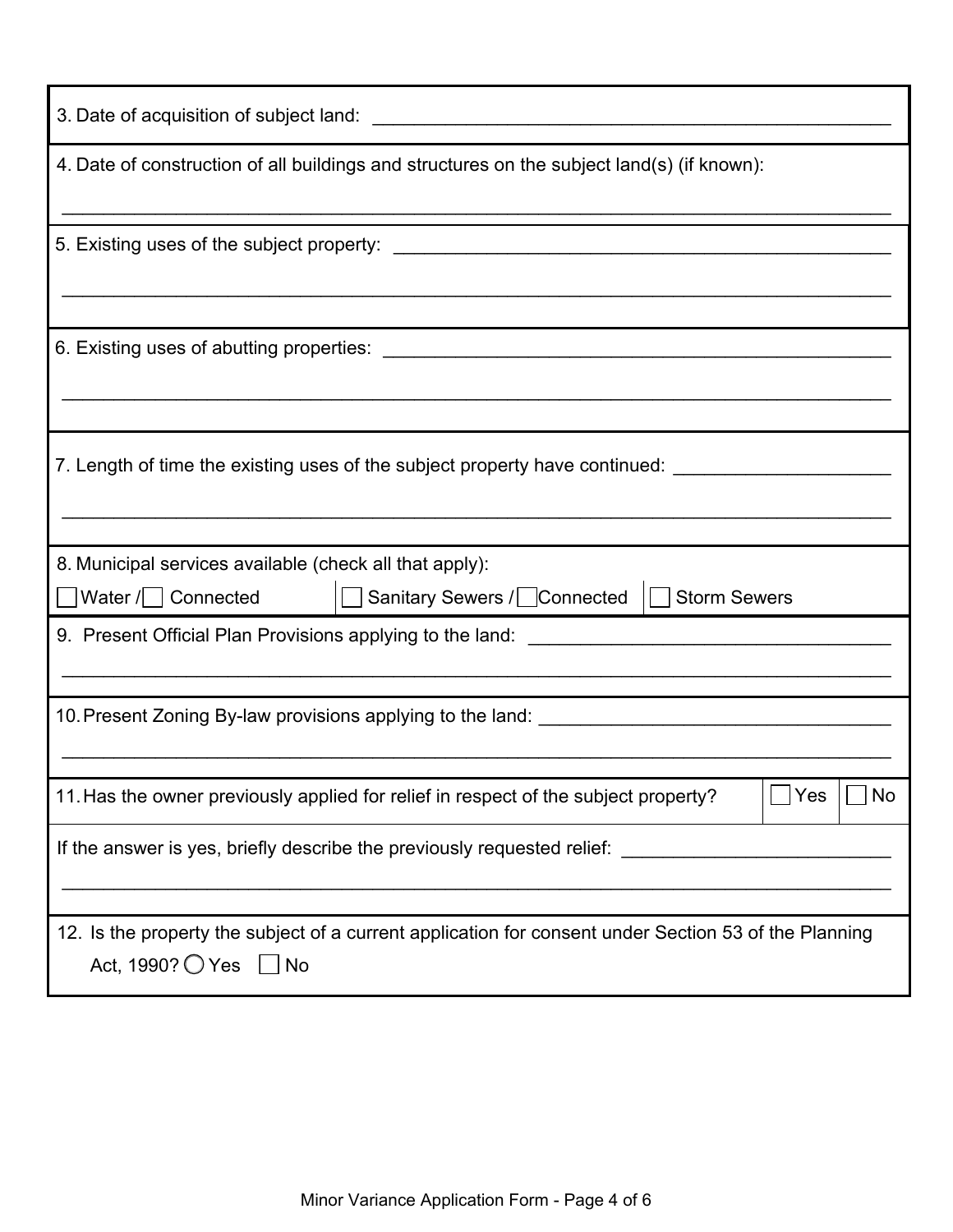3. Date of acquisition of subject land: ____________________________________________________

4. Date of construction of all buildings and structures on the subject land(s) (if known):

____________________________________________________________________________________

5. Existing uses of the subject property: ____________________________________________________

____________________________________________________________________________________

6. Existing uses of abutting properties: ____________________________________________________

____________________________________________________________________________________

7. Length of time the existing uses of the subject property have continued: ____________________

____________________________________________________________________________________

8. Municipal services available (check all that apply):

☐ Water / ☐ Connected | ☐ Sanitary Sewers / ☐ Connected | ☐ Storm Sewers

9. Present Official Plan Provisions applying to the land: ______________________________________

____________________________________________________________________________________

10. Present Zoning By-law provisions applying to the land: ______________________________________

____________________________________________________________________________________

11. Has the owner previously applied for relief in respect of the subject property? ☐ Yes ☐ No

If the answer is yes, briefly describe the previously requested relief: ____________________________

____________________________________________________________________________________

12. Is the property the subject of a current application for consent under Section 53 of the Planning Act, 1990? ◯ Yes ☐ No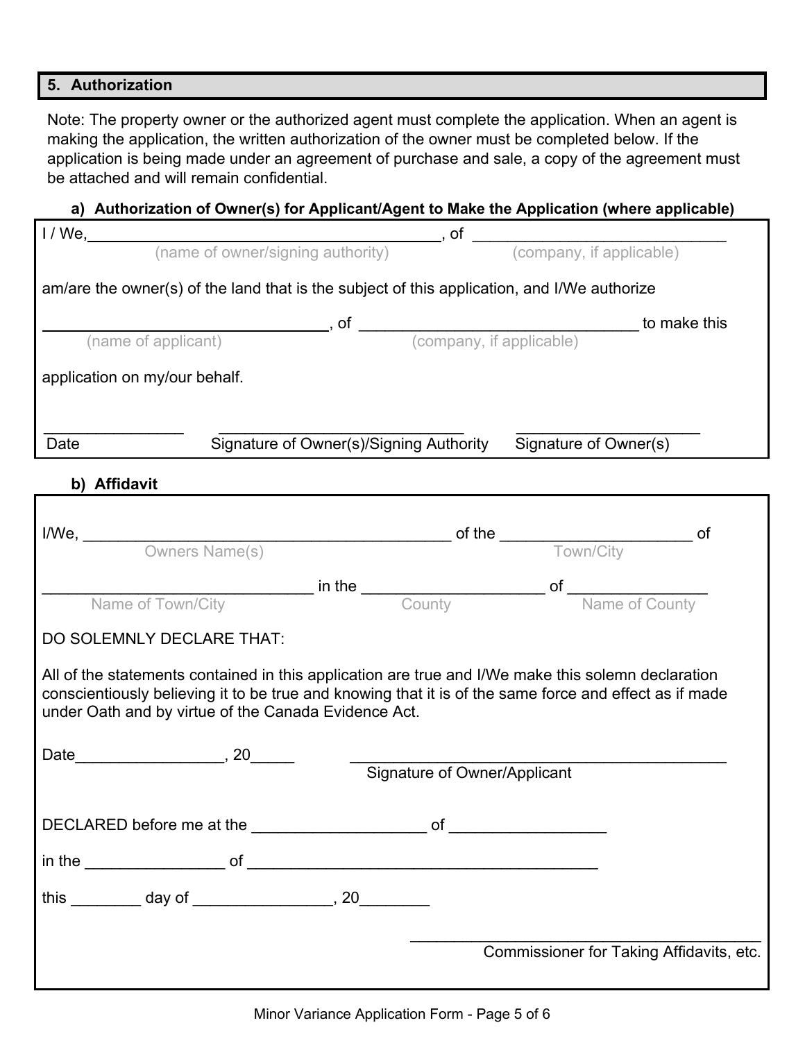## 5. Authorization

Note: The property owner or the authorized agent must complete the application. When an agent is making the application, the written authorization of the owner must be completed below. If the application is being made under an agreement of purchase and sale, a copy of the agreement must be attached and will remain confidential.

### a) Authorization of Owner(s) for Applicant/Agent to Make the Application (where applicable)

I / We, ____________________________________________, of ______________________________
(name of owner/signing authority) (company, if applicable)

am/are the owner(s) of the land that is the subject of this application, and I/We authorize

__________________________________, of _________________________________ to make this
(name of applicant) (company, if applicable)

application on my/our behalf.

________________ ______________________________ ______________________
Date Signature of Owner(s)/Signing Authority Signature of Owner(s)

### b) Affidavit

I/We, ___________________________________________ of the ______________________ of
Owners Name(s) Town/City

________________________________ in the _____________________ of ________________
Name of Town/City County Name of County

DO SOLEMNLY DECLARE THAT:

All of the statements contained in this application are true and I/We make this solemn declaration conscientiously believing it to be true and knowing that it is of the same force and effect as if made under Oath and by virtue of the Canada Evidence Act.

Date_________________, 20_____ ______________________________________________
Signature of Owner/Applicant

DECLARED before me at the ____________________ of __________________

in the ________________ of __________________________________________

this ________ day of ________________, 20________

__________________________________________
Commissioner for Taking Affidavits, etc.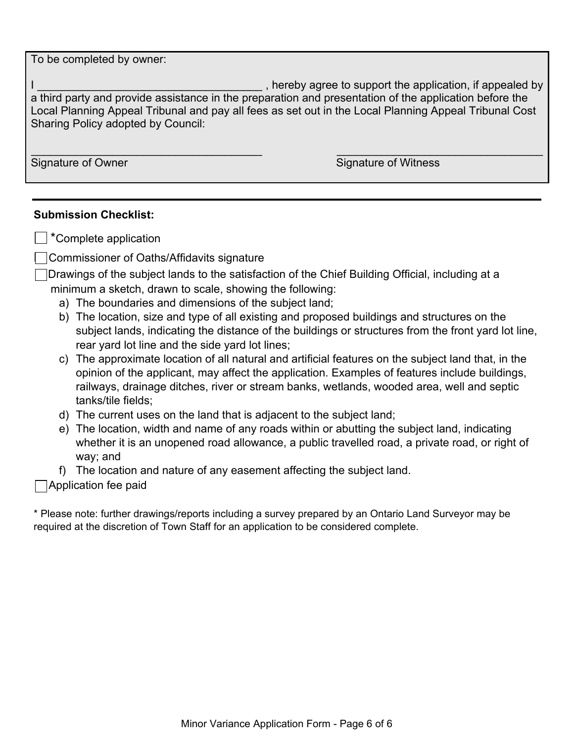To be completed by owner:

I ____________________________________ , hereby agree to support the application, if appealed by a third party and provide assistance in the preparation and presentation of the application before the Local Planning Appeal Tribunal and pay all fees as set out in the Local Planning Appeal Tribunal Cost Sharing Policy adopted by Council:

______________________________________ Signature of Owner

__________________________________ Signature of Witness

---

**Submission Checklist:**

- [ ] *Complete application
- [ ] Commissioner of Oaths/Affidavits signature
- [ ] Drawings of the subject lands to the satisfaction of the Chief Building Official, including at a minimum a sketch, drawn to scale, showing the following:
  a) The boundaries and dimensions of the subject land;
  b) The location, size and type of all existing and proposed buildings and structures on the subject lands, indicating the distance of the buildings or structures from the front yard lot line, rear yard lot line and the side yard lot lines;
  c) The approximate location of all natural and artificial features on the subject land that, in the opinion of the applicant, may affect the application. Examples of features include buildings, railways, drainage ditches, river or stream banks, wetlands, wooded area, well and septic tanks/tile fields;
  d) The current uses on the land that is adjacent to the subject land;
  e) The location, width and name of any roads within or abutting the subject land, indicating whether it is an unopened road allowance, a public travelled road, a private road, or right of way; and
  f) The location and nature of any easement affecting the subject land.
- [ ] Application fee paid

* Please note: further drawings/reports including a survey prepared by an Ontario Land Surveyor may be required at the discretion of Town Staff for an application to be considered complete.